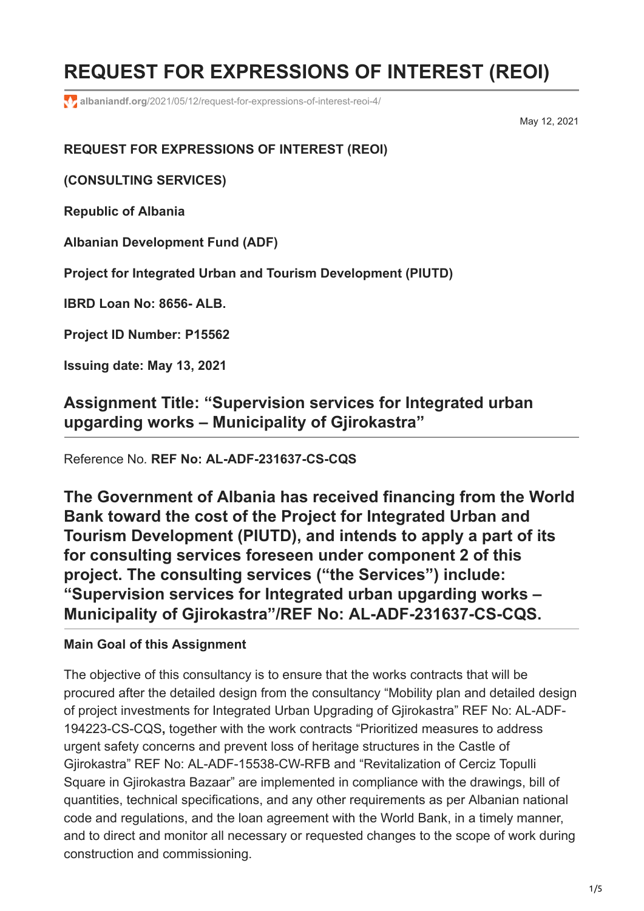# REQUEST FOR EXPRESSIONS OF INTEREST (REOI)

albaniandf.org/2021/05/12/request-for-expressions-of-interest-reoi-4/

May 12, 2021

**REQUEST FOR EXPRESSIONS OF INTEREST (REOI)**

**(CONSULTING SERVICES)**

**Republic of Albania**

**Albanian Development Fund (ADF)**

**Project for Integrated Urban and Tourism Development (PIUTD)**

**IBRD Loan No: 8656- ALB.**

**Project ID Number: P15562**

**Issuing date: May 13, 2021**

## Assignment Title: "Supervision services for Integrated urban upgarding works – Municipality of Gjirokastra"

Reference No. **REF No: AL-ADF-231637-CS-CQS**

## The Government of Albania has received financing from the World Bank toward the cost of the Project for Integrated Urban and Tourism Development (PIUTD), and intends to apply a part of its for consulting services foreseen under component 2 of this project. The consulting services ("the Services") include: "Supervision services for Integrated urban upgarding works – Municipality of Gjirokastra"/REF No: AL-ADF-231637-CS-CQS.

**Main Goal of this Assignment**

The objective of this consultancy is to ensure that the works contracts that will be procured after the detailed design from the consultancy "Mobility plan and detailed design of project investments for Integrated Urban Upgrading of Gjirokastra" REF No: AL-ADF-194223-CS-CQS**,** together with the work contracts "Prioritized measures to address urgent safety concerns and prevent loss of heritage structures in the Castle of Gjirokastra" REF No: AL-ADF-15538-CW-RFB and "Revitalization of Cerciz Topulli Square in Gjirokastra Bazaar" are implemented in compliance with the drawings, bill of quantities, technical specifications, and any other requirements as per Albanian national code and regulations, and the loan agreement with the World Bank, in a timely manner, and to direct and monitor all necessary or requested changes to the scope of work during construction and commissioning.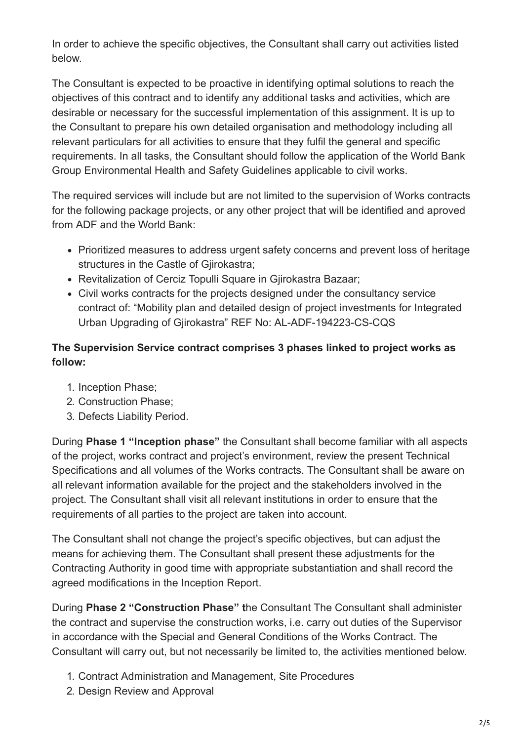In order to achieve the specific objectives, the Consultant shall carry out activities listed below.

The Consultant is expected to be proactive in identifying optimal solutions to reach the objectives of this contract and to identify any additional tasks and activities, which are desirable or necessary for the successful implementation of this assignment. It is up to the Consultant to prepare his own detailed organisation and methodology including all relevant particulars for all activities to ensure that they fulfil the general and specific requirements. In all tasks, the Consultant should follow the application of the World Bank Group Environmental Health and Safety Guidelines applicable to civil works.

The required services will include but are not limited to the supervision of Works contracts for the following package projects, or any other project that will be identified and aproved from ADF and the World Bank:

- Prioritized measures to address urgent safety concerns and prevent loss of heritage structures in the Castle of Gjirokastra;
- Revitalization of Cerciz Topulli Square in Gjirokastra Bazaar;
- Civil works contracts for the projects designed under the consultancy service contract of: "Mobility plan and detailed design of project investments for Integrated Urban Upgrading of Gjirokastra" REF No: AL-ADF-194223-CS-CQS

**The Supervision Service contract comprises 3 phases linked to project works as follow:**

1. Inception Phase;
2. Construction Phase;
3. Defects Liability Period.

During **Phase 1 "Inception phase"** the Consultant shall become familiar with all aspects of the project, works contract and project's environment, review the present Technical Specifications and all volumes of the Works contracts. The Consultant shall be aware on all relevant information available for the project and the stakeholders involved in the project. The Consultant shall visit all relevant institutions in order to ensure that the requirements of all parties to the project are taken into account.

The Consultant shall not change the project's specific objectives, but can adjust the means for achieving them. The Consultant shall present these adjustments for the Contracting Authority in good time with appropriate substantiation and shall record the agreed modifications in the Inception Report.

During **Phase 2 "Construction Phase" t**he Consultant The Consultant shall administer the contract and supervise the construction works, i.e. carry out duties of the Supervisor in accordance with the Special and General Conditions of the Works Contract. The Consultant will carry out, but not necessarily be limited to, the activities mentioned below.

1. Contract Administration and Management, Site Procedures
2. Design Review and Approval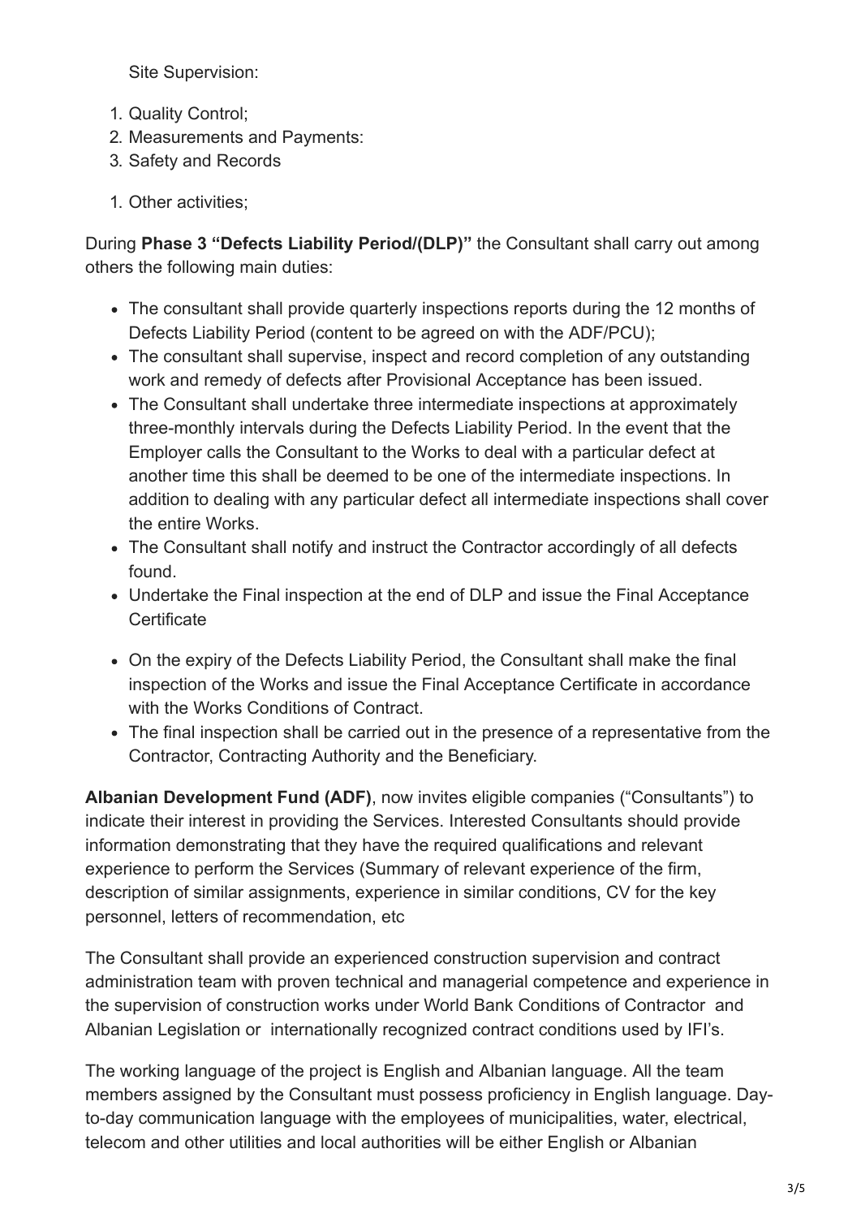Site Supervision:

1. Quality Control;
2. Measurements and Payments:
3. Safety and Records

1. Other activities;

During **Phase 3 "Defects Liability Period/(DLP)"** the Consultant shall carry out among others the following main duties:

- The consultant shall provide quarterly inspections reports during the 12 months of Defects Liability Period (content to be agreed on with the ADF/PCU);
- The consultant shall supervise, inspect and record completion of any outstanding work and remedy of defects after Provisional Acceptance has been issued.
- The Consultant shall undertake three intermediate inspections at approximately three-monthly intervals during the Defects Liability Period. In the event that the Employer calls the Consultant to the Works to deal with a particular defect at another time this shall be deemed to be one of the intermediate inspections. In addition to dealing with any particular defect all intermediate inspections shall cover the entire Works.
- The Consultant shall notify and instruct the Contractor accordingly of all defects found.
- Undertake the Final inspection at the end of DLP and issue the Final Acceptance Certificate

- On the expiry of the Defects Liability Period, the Consultant shall make the final inspection of the Works and issue the Final Acceptance Certificate in accordance with the Works Conditions of Contract.
- The final inspection shall be carried out in the presence of a representative from the Contractor, Contracting Authority and the Beneficiary.

**Albanian Development Fund (ADF)**, now invites eligible companies ("Consultants") to indicate their interest in providing the Services. Interested Consultants should provide information demonstrating that they have the required qualifications and relevant experience to perform the Services (Summary of relevant experience of the firm, description of similar assignments, experience in similar conditions, CV for the key personnel, letters of recommendation, etc

The Consultant shall provide an experienced construction supervision and contract administration team with proven technical and managerial competence and experience in the supervision of construction works under World Bank Conditions of Contractor and Albanian Legislation or internationally recognized contract conditions used by IFI's.

The working language of the project is English and Albanian language. All the team members assigned by the Consultant must possess proficiency in English language. Day-to-day communication language with the employees of municipalities, water, electrical, telecom and other utilities and local authorities will be either English or Albanian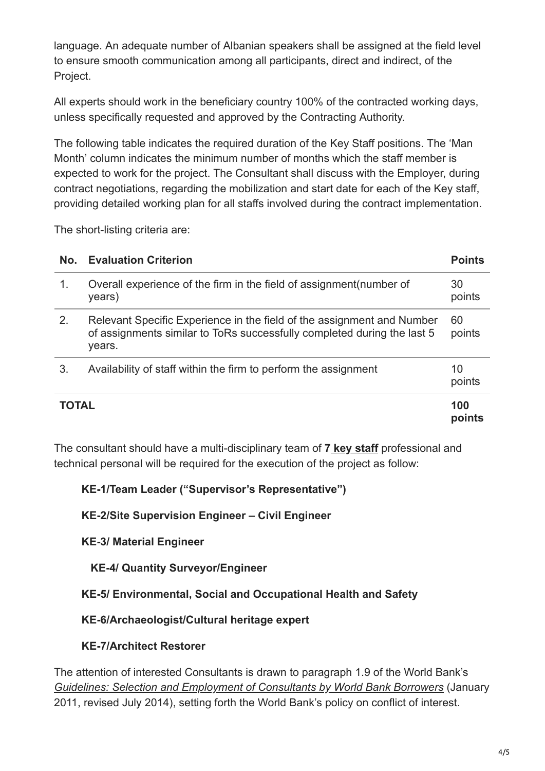language. An adequate number of Albanian speakers shall be assigned at the field level to ensure smooth communication among all participants, direct and indirect, of the Project.

All experts should work in the beneficiary country 100% of the contracted working days, unless specifically requested and approved by the Contracting Authority.

The following table indicates the required duration of the Key Staff positions. The 'Man Month' column indicates the minimum number of months which the staff member is expected to work for the project. The Consultant shall discuss with the Employer, during contract negotiations, regarding the mobilization and start date for each of the Key staff, providing detailed working plan for all staffs involved during the contract implementation.

The short-listing criteria are:

| No. | Evaluation Criterion | Points |
|---|---|---|
| 1. | Overall experience of the firm in the field of assignment(number of years) | 30 points |
| 2. | Relevant Specific Experience in the field of the assignment and Number of assignments similar to ToRs successfully completed during the last 5 years. | 60 points |
| 3. | Availability of staff within the firm to perform the assignment | 10 points |
| **TOTAL** | | **100 points** |

The consultant should have a multi-disciplinary team of **7 key staff** professional and technical personal will be required for the execution of the project as follow:

**KE-1/Team Leader ("Supervisor's Representative")**

**KE-2/Site Supervision Engineer – Civil Engineer**

**KE-3/ Material Engineer**

**KE-4/ Quantity Surveyor/Engineer**

**KE-5/ Environmental, Social and Occupational Health and Safety**

**KE-6/Archaeologist/Cultural heritage expert**

**KE-7/Architect Restorer**

The attention of interested Consultants is drawn to paragraph 1.9 of the World Bank's *Guidelines: Selection and Employment of Consultants by World Bank Borrowers* (January 2011, revised July 2014), setting forth the World Bank's policy on conflict of interest.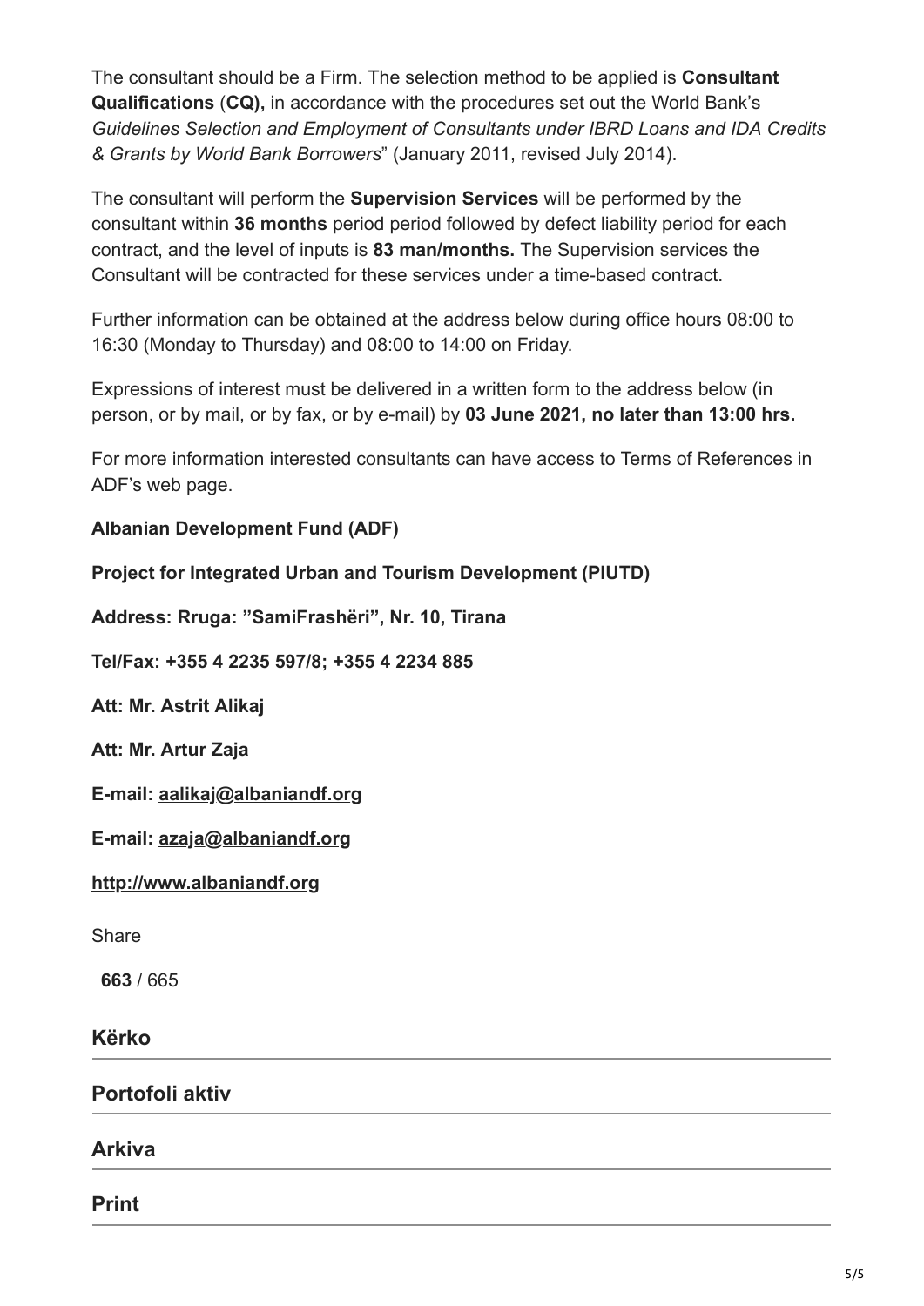The consultant should be a Firm. The selection method to be applied is **Consultant Qualifications** (**CQ),** in accordance with the procedures set out the World Bank's *Guidelines Selection and Employment of Consultants under IBRD Loans and IDA Credits & Grants by World Bank Borrowers*" (January 2011, revised July 2014).

The consultant will perform the **Supervision Services** will be performed by the consultant within **36 months** period period followed by defect liability period for each contract, and the level of inputs is **83 man/months.** The Supervision services the Consultant will be contracted for these services under a time-based contract.

Further information can be obtained at the address below during office hours 08:00 to 16:30 (Monday to Thursday) and 08:00 to 14:00 on Friday.

Expressions of interest must be delivered in a written form to the address below (in person, or by mail, or by fax, or by e-mail) by **03 June 2021, no later than 13:00 hrs.**

For more information interested consultants can have access to Terms of References in ADF's web page.

**Albanian Development Fund (ADF)**

**Project for Integrated Urban and Tourism Development (PIUTD)**

**Address: Rruga: "SamiFrashëri", Nr. 10, Tirana**

**Tel/Fax: +355 4 2235 597/8; +355 4 2234 885**

**Att: Mr. Astrit Alikaj**

**Att: Mr. Artur Zaja**

**E-mail: aalikaj@albaniandf.org**

**E-mail: azaja@albaniandf.org**

**http://www.albaniandf.org**

Share

**663** / 665

## Kërko

## Portofoli aktiv

## Arkiva

## Print